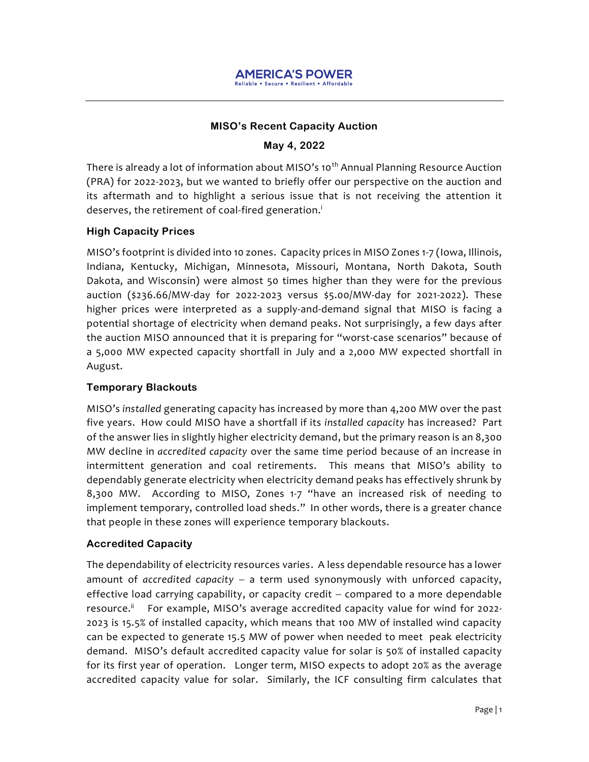**AMERICA'S POWER**
Reliable • Secure • Resilient • Affordable

## MISO's Recent Capacity Auction

**May 4, 2022**

There is already a lot of information about MISO's 10th Annual Planning Resource Auction (PRA) for 2022-2023, but we wanted to briefly offer our perspective on the auction and its aftermath and to highlight a serious issue that is not receiving the attention it deserves, the retirement of coal-fired generation.[i]

### High Capacity Prices

MISO's footprint is divided into 10 zones. Capacity prices in MISO Zones 1-7 (Iowa, Illinois, Indiana, Kentucky, Michigan, Minnesota, Missouri, Montana, North Dakota, South Dakota, and Wisconsin) were almost 50 times higher than they were for the previous auction ($236.66/MW-day for 2022-2023 versus $5.00/MW-day for 2021-2022). These higher prices were interpreted as a supply-and-demand signal that MISO is facing a potential shortage of electricity when demand peaks. Not surprisingly, a few days after the auction MISO announced that it is preparing for "worst-case scenarios" because of a 5,000 MW expected capacity shortfall in July and a 2,000 MW expected shortfall in August.

### Temporary Blackouts

MISO's *installed* generating capacity has increased by more than 4,200 MW over the past five years. How could MISO have a shortfall if its *installed capacity* has increased? Part of the answer lies in slightly higher electricity demand, but the primary reason is an 8,300 MW decline in *accredited capacity* over the same time period because of an increase in intermittent generation and coal retirements. This means that MISO's ability to dependably generate electricity when electricity demand peaks has effectively shrunk by 8,300 MW. According to MISO, Zones 1-7 "have an increased risk of needing to implement temporary, controlled load sheds." In other words, there is a greater chance that people in these zones will experience temporary blackouts.

### Accredited Capacity

The dependability of electricity resources varies. A less dependable resource has a lower amount of *accredited capacity* – a term used synonymously with unforced capacity, effective load carrying capability, or capacity credit – compared to a more dependable resource.[ii] For example, MISO's average accredited capacity value for wind for 2022-2023 is 15.5% of installed capacity, which means that 100 MW of installed wind capacity can be expected to generate 15.5 MW of power when needed to meet peak electricity demand. MISO's default accredited capacity value for solar is 50% of installed capacity for its first year of operation. Longer term, MISO expects to adopt 20% as the average accredited capacity value for solar. Similarly, the ICF consulting firm calculates that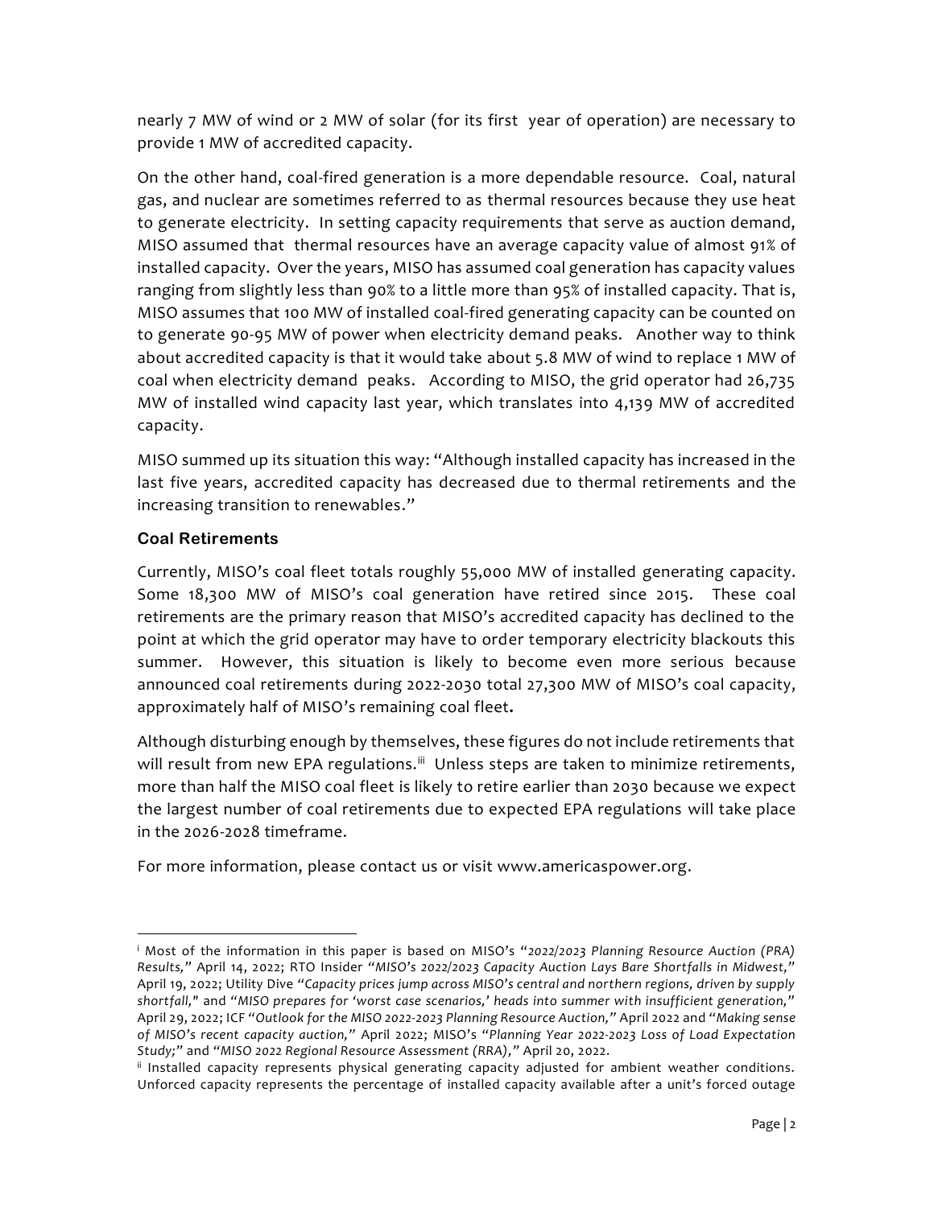nearly 7 MW of wind or 2 MW of solar (for its first year of operation) are necessary to provide 1 MW of accredited capacity.

On the other hand, coal-fired generation is a more dependable resource. Coal, natural gas, and nuclear are sometimes referred to as thermal resources because they use heat to generate electricity. In setting capacity requirements that serve as auction demand, MISO assumed that thermal resources have an average capacity value of almost 91% of installed capacity. Over the years, MISO has assumed coal generation has capacity values ranging from slightly less than 90% to a little more than 95% of installed capacity. That is, MISO assumes that 100 MW of installed coal-fired generating capacity can be counted on to generate 90-95 MW of power when electricity demand peaks. Another way to think about accredited capacity is that it would take about 5.8 MW of wind to replace 1 MW of coal when electricity demand peaks. According to MISO, the grid operator had 26,735 MW of installed wind capacity last year, which translates into 4,139 MW of accredited capacity.

MISO summed up its situation this way: "Although installed capacity has increased in the last five years, accredited capacity has decreased due to thermal retirements and the increasing transition to renewables."

### Coal Retirements

Currently, MISO's coal fleet totals roughly 55,000 MW of installed generating capacity. Some 18,300 MW of MISO's coal generation have retired since 2015. These coal retirements are the primary reason that MISO's accredited capacity has declined to the point at which the grid operator may have to order temporary electricity blackouts this summer. However, this situation is likely to become even more serious because announced coal retirements during 2022-2030 total 27,300 MW of MISO's coal capacity, approximately half of MISO's remaining coal fleet**.**

Although disturbing enough by themselves, these figures do not include retirements that will result from new EPA regulations.[iii] Unless steps are taken to minimize retirements, more than half the MISO coal fleet is likely to retire earlier than 2030 because we expect the largest number of coal retirements due to expected EPA regulations will take place in the 2026-2028 timeframe.

For more information, please contact us or visit www.americaspower.org.

---

[i] Most of the information in this paper is based on MISO's "*2022/2023 Planning Resource Auction (PRA) Results,*" April 14, 2022; RTO Insider "*MISO's 2022/2023 Capacity Auction Lays Bare Shortfalls in Midwest,*" April 19, 2022; Utility Dive "*Capacity prices jump across MISO's central and northern regions, driven by supply shortfall,*" and "*MISO prepares for 'worst case scenarios,' heads into summer with insufficient generation,*" April 29, 2022; ICF "*Outlook for the MISO 2022-2023 Planning Resource Auction,*" April 2022 and "*Making sense of MISO's recent capacity auction,*" April 2022; MISO's "*Planning Year 2022-2023 Loss of Load Expectation Study;*" and "*MISO 2022 Regional Resource Assessment (RRA),*" April 20, 2022.

[ii] Installed capacity represents physical generating capacity adjusted for ambient weather conditions. Unforced capacity represents the percentage of installed capacity available after a unit's forced outage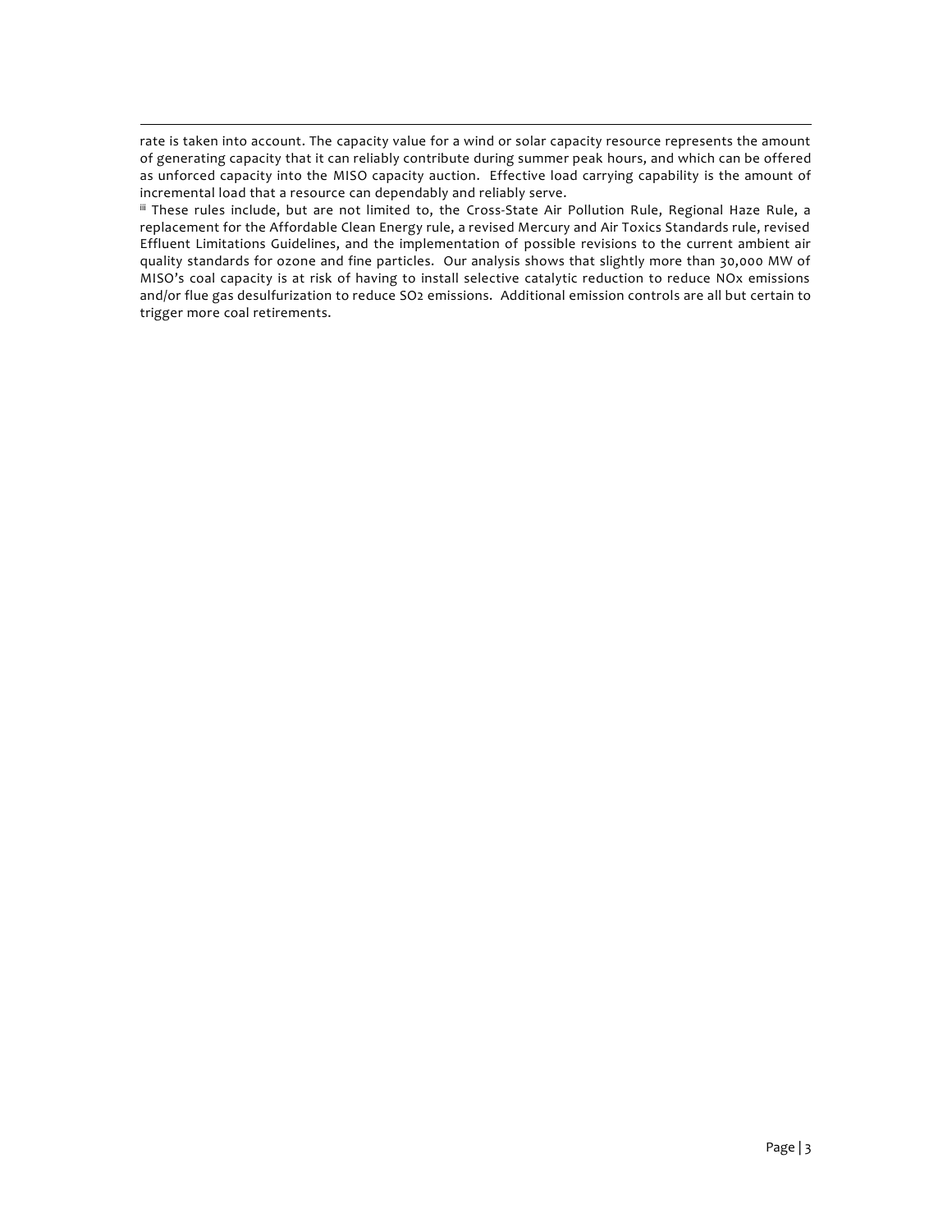rate is taken into account. The capacity value for a wind or solar capacity resource represents the amount of generating capacity that it can reliably contribute during summer peak hours, and which can be offered as unforced capacity into the MISO capacity auction. Effective load carrying capability is the amount of incremental load that a resource can dependably and reliably serve.

[iii] These rules include, but are not limited to, the Cross-State Air Pollution Rule, Regional Haze Rule, a replacement for the Affordable Clean Energy rule, a revised Mercury and Air Toxics Standards rule, revised Effluent Limitations Guidelines, and the implementation of possible revisions to the current ambient air quality standards for ozone and fine particles. Our analysis shows that slightly more than 30,000 MW of MISO's coal capacity is at risk of having to install selective catalytic reduction to reduce $NO_x$ emissions and/or flue gas desulfurization to reduce $SO_2$ emissions. Additional emission controls are all but certain to trigger more coal retirements.